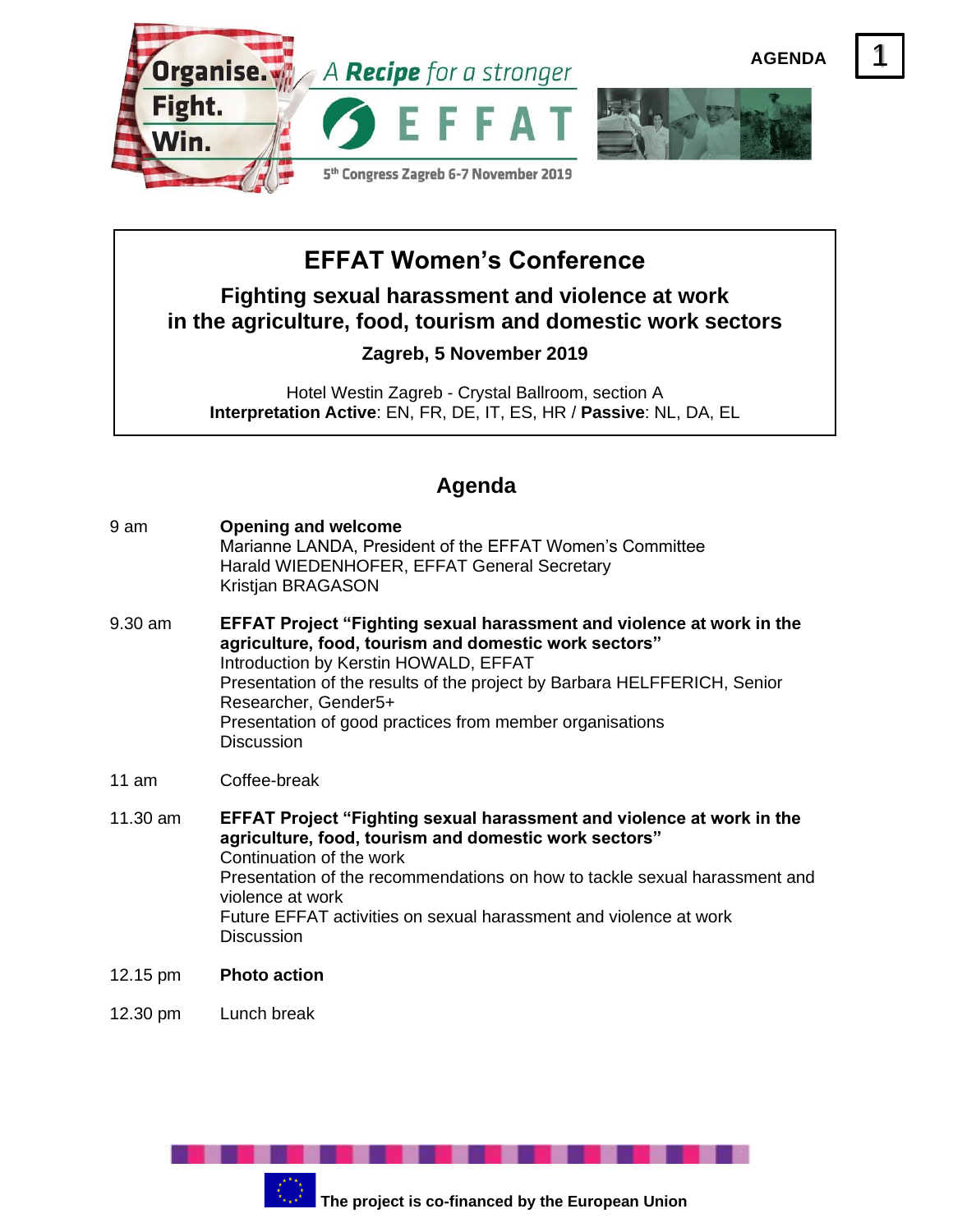Organise. Fight. Win.

A **Recipe** for a stronger EFFAT

5th Congress Zagreb 6-7 November 2019

**AGENDA** **1**

# EFFAT Women's Conference

## Fighting sexual harassment and violence at work in the agriculture, food, tourism and domestic work sectors

**Zagreb, 5 November 2019**

Hotel Westin Zagreb - Crystal Ballroom, section A
**Interpretation Active**: EN, FR, DE, IT, ES, HR / **Passive**: NL, DA, EL

## Agenda

9 am — **Opening and welcome**
Marianne LANDA, President of the EFFAT Women's Committee
Harald WIEDENHOFER, EFFAT General Secretary
Kristjan BRAGASON

9.30 am — **EFFAT Project "Fighting sexual harassment and violence at work in the agriculture, food, tourism and domestic work sectors"**
Introduction by Kerstin HOWALD, EFFAT
Presentation of the results of the project by Barbara HELFFERICH, Senior Researcher, Gender5+
Presentation of good practices from member organisations
Discussion

11 am — Coffee-break

11.30 am — **EFFAT Project "Fighting sexual harassment and violence at work in the agriculture, food, tourism and domestic work sectors"**
Continuation of the work
Presentation of the recommendations on how to tackle sexual harassment and violence at work
Future EFFAT activities on sexual harassment and violence at work
Discussion

12.15 pm — **Photo action**

12.30 pm — Lunch break

**The project is co-financed by the European Union**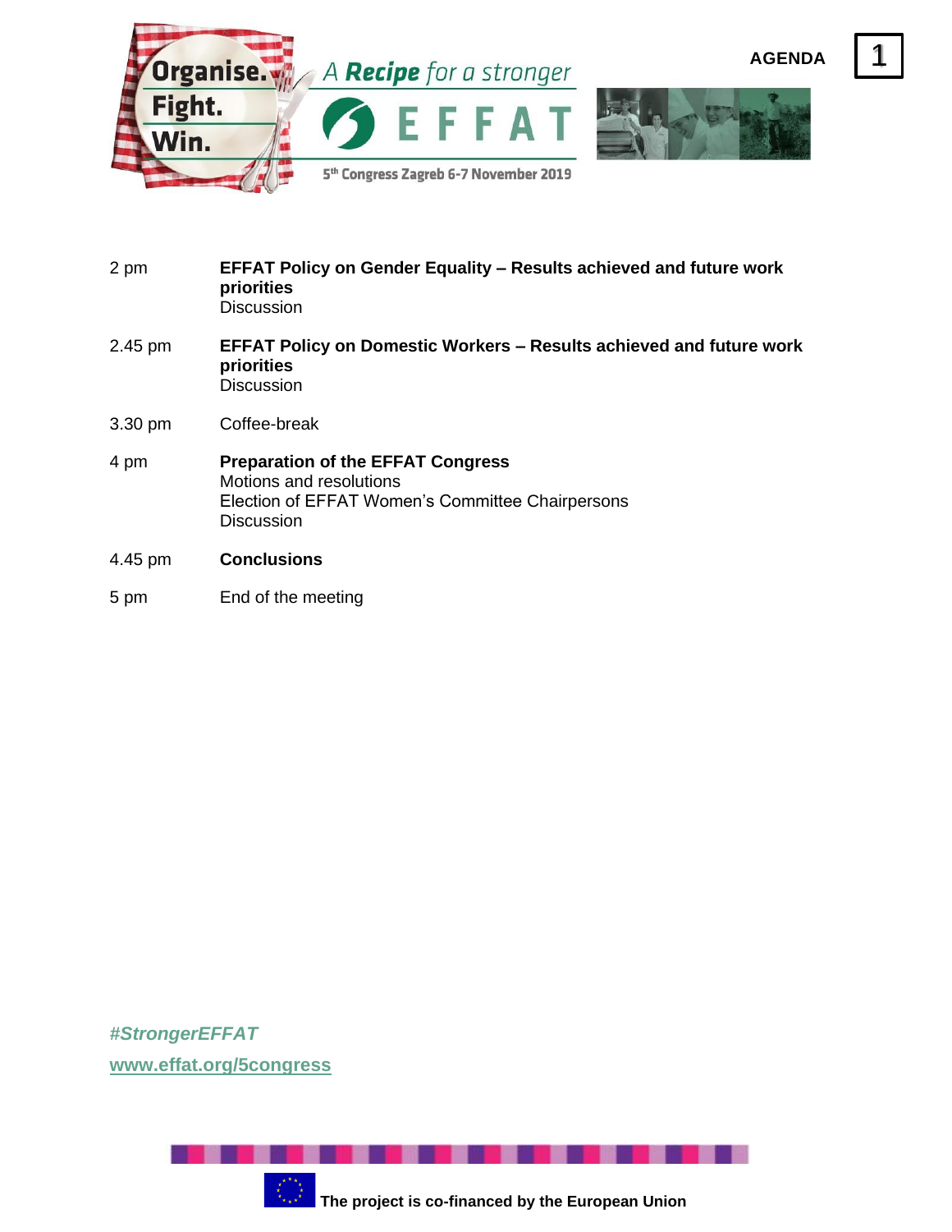| | |
|---|---|
| 2 pm | **EFFAT Policy on Gender Equality – Results achieved and future work priorities**<br>Discussion |
| 2.45 pm | **EFFAT Policy on Domestic Workers – Results achieved and future work priorities**<br>Discussion |
| 3.30 pm | Coffee-break |
| 4 pm | **Preparation of the EFFAT Congress**<br>Motions and resolutions<br>Election of EFFAT Women's Committee Chairpersons<br>Discussion |
| 4.45 pm | **Conclusions** |
| 5 pm | End of the meeting |

***#StrongerEFFAT***

**www.effat.org/5congress**

**The project is co-financed by the European Union**